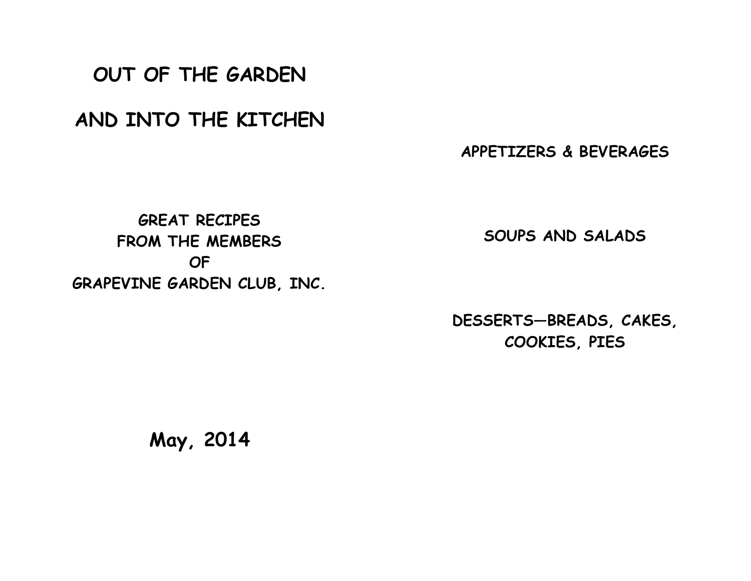# OUT OF THE GARDEN

# AND INTO THE KITCHEN

**GREAT RECIPES**
**FROM THE MEMBERS**
**OF**
**GRAPEVINE GARDEN CLUB, INC.**

**May, 2014**

## APPETIZERS & BEVERAGES

## SOUPS AND SALADS

## DESSERTS—BREADS, CAKES, COOKIES, PIES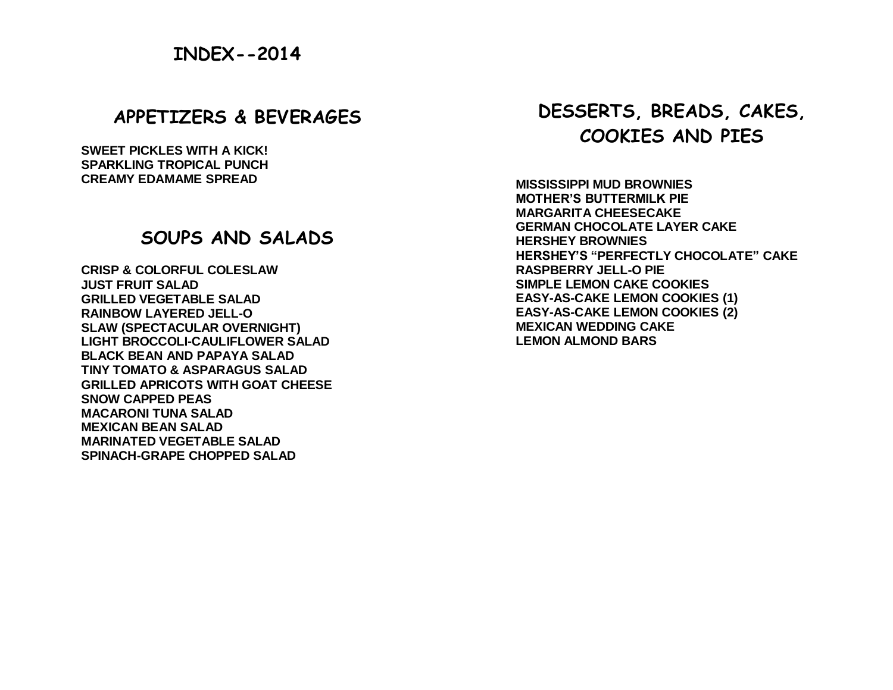# INDEX--2014

## APPETIZERS & BEVERAGES

**SWEET PICKLES WITH A KICK!**
**SPARKLING TROPICAL PUNCH**
**CREAMY EDAMAME SPREAD**

## SOUPS AND SALADS

**CRISP & COLORFUL COLESLAW**
**JUST FRUIT SALAD**
**GRILLED VEGETABLE SALAD**
**RAINBOW LAYERED JELL-O**
**SLAW (SPECTACULAR OVERNIGHT)**
**LIGHT BROCCOLI-CAULIFLOWER SALAD**
**BLACK BEAN AND PAPAYA SALAD**
**TINY TOMATO & ASPARAGUS SALAD**
**GRILLED APRICOTS WITH GOAT CHEESE**
**SNOW CAPPED PEAS**
**MACARONI TUNA SALAD**
**MEXICAN BEAN SALAD**
**MARINATED VEGETABLE SALAD**
**SPINACH-GRAPE CHOPPED SALAD**

## DESSERTS, BREADS, CAKES, COOKIES AND PIES

**MISSISSIPPI MUD BROWNIES**
**MOTHER'S BUTTERMILK PIE**
**MARGARITA CHEESECAKE**
**GERMAN CHOCOLATE LAYER CAKE**
**HERSHEY BROWNIES**
**HERSHEY'S "PERFECTLY CHOCOLATE" CAKE**
**RASPBERRY JELL-O PIE**
**SIMPLE LEMON CAKE COOKIES**
**EASY-AS-CAKE LEMON COOKIES (1)**
**EASY-AS-CAKE LEMON COOKIES (2)**
**MEXICAN WEDDING CAKE**
**LEMON ALMOND BARS**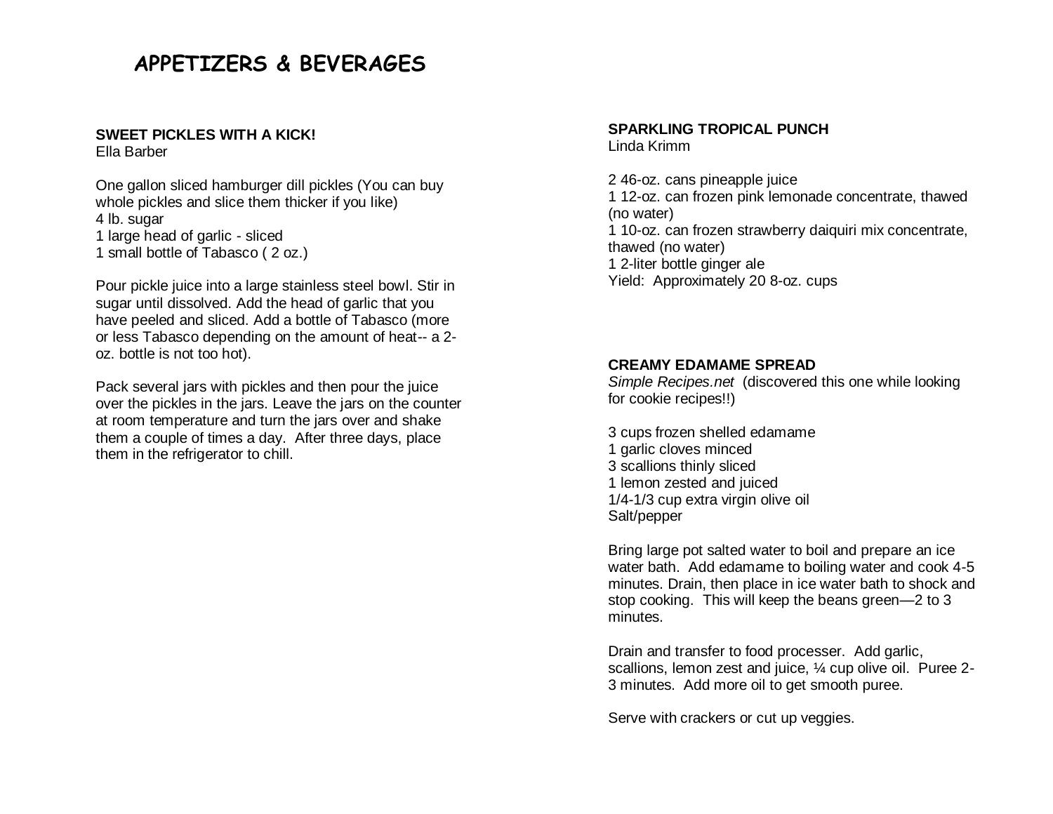# APPETIZERS & BEVERAGES

**SWEET PICKLES WITH A KICK!**
Ella Barber

One gallon sliced hamburger dill pickles (You can buy whole pickles and slice them thicker if you like)
4 lb. sugar
1 large head of garlic - sliced
1 small bottle of Tabasco ( 2 oz.)

Pour pickle juice into a large stainless steel bowl. Stir in sugar until dissolved. Add the head of garlic that you have peeled and sliced. Add a bottle of Tabasco (more or less Tabasco depending on the amount of heat-- a 2-oz. bottle is not too hot).

Pack several jars with pickles and then pour the juice over the pickles in the jars. Leave the jars on the counter at room temperature and turn the jars over and shake them a couple of times a day. After three days, place them in the refrigerator to chill.

**SPARKLING TROPICAL PUNCH**
Linda Krimm

2 46-oz. cans pineapple juice
1 12-oz. can frozen pink lemonade concentrate, thawed (no water)
1 10-oz. can frozen strawberry daiquiri mix concentrate, thawed (no water)
1 2-liter bottle ginger ale
Yield: Approximately 20 8-oz. cups

**CREAMY EDAMAME SPREAD**
*Simple Recipes.net* (discovered this one while looking for cookie recipes!!)

3 cups frozen shelled edamame
1 garlic cloves minced
3 scallions thinly sliced
1 lemon zested and juiced
1/4-1/3 cup extra virgin olive oil
Salt/pepper

Bring large pot salted water to boil and prepare an ice water bath. Add edamame to boiling water and cook 4-5 minutes. Drain, then place in ice water bath to shock and stop cooking. This will keep the beans green—2 to 3 minutes.

Drain and transfer to food processer. Add garlic, scallions, lemon zest and juice, ¼ cup olive oil. Puree 2-3 minutes. Add more oil to get smooth puree.

Serve with crackers or cut up veggies.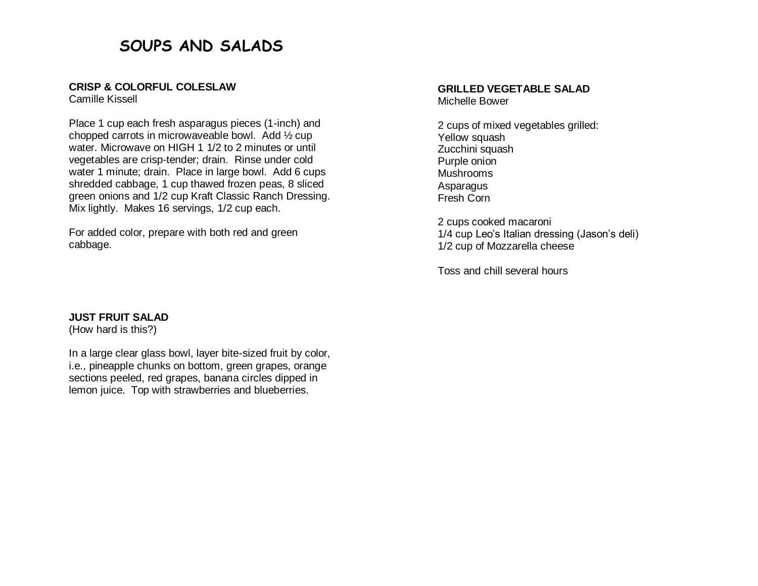# SOUPS AND SALADS

**CRISP & COLORFUL COLESLAW**
Camille Kissell

Place 1 cup each fresh asparagus pieces (1-inch) and chopped carrots in microwaveable bowl. Add ½ cup water. Microwave on HIGH 1 1/2 to 2 minutes or until vegetables are crisp-tender; drain. Rinse under cold water 1 minute; drain. Place in large bowl. Add 6 cups shredded cabbage, 1 cup thawed frozen peas, 8 sliced green onions and 1/2 cup Kraft Classic Ranch Dressing. Mix lightly. Makes 16 servings, 1/2 cup each.

For added color, prepare with both red and green cabbage.

**JUST FRUIT SALAD**
(How hard is this?)

In a large clear glass bowl, layer bite-sized fruit by color, i.e., pineapple chunks on bottom, green grapes, orange sections peeled, red grapes, banana circles dipped in lemon juice. Top with strawberries and blueberries.

**GRILLED VEGETABLE SALAD**
Michelle Bower

2 cups of mixed vegetables grilled:
Yellow squash
Zucchini squash
Purple onion
Mushrooms
Asparagus
Fresh Corn

2 cups cooked macaroni
1/4 cup Leo's Italian dressing (Jason's deli)
1/2 cup of Mozzarella cheese

Toss and chill several hours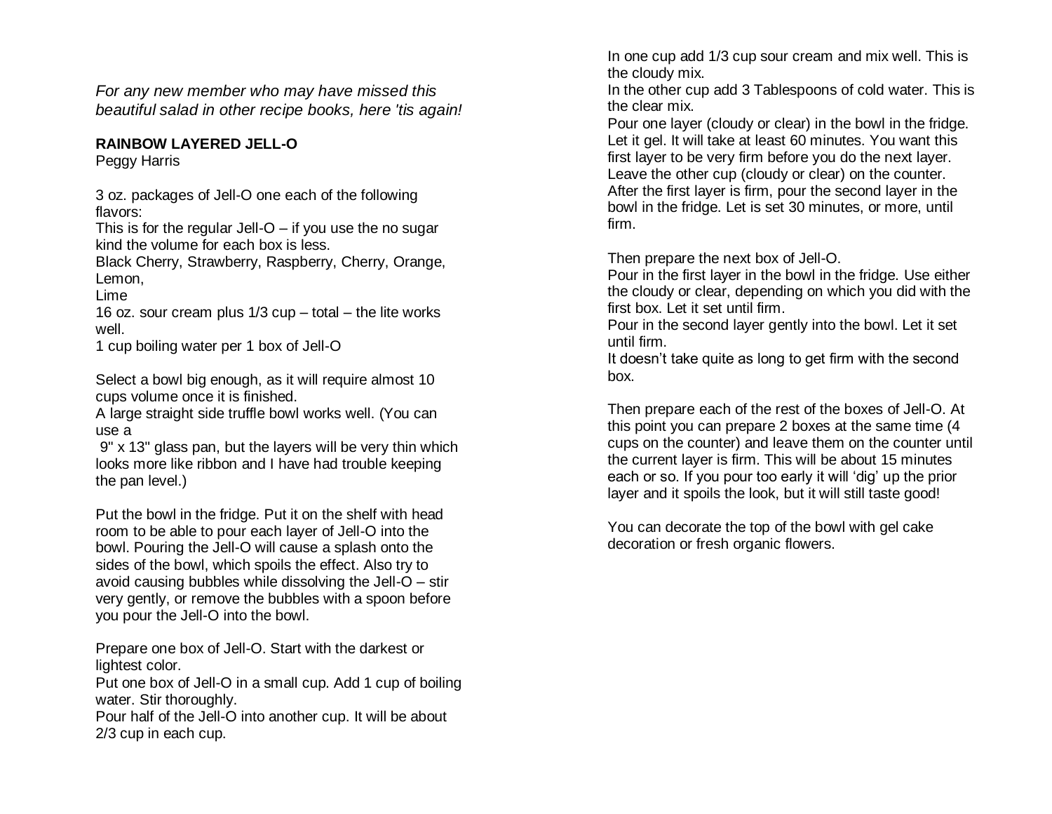*For any new member who may have missed this beautiful salad in other recipe books, here 'tis again!*

**RAINBOW LAYERED JELL-O**
Peggy Harris

3 oz. packages of Jell-O one each of the following flavors:
This is for the regular Jell-O – if you use the no sugar kind the volume for each box is less.
Black Cherry, Strawberry, Raspberry, Cherry, Orange, Lemon,
Lime
16 oz. sour cream plus 1/3 cup – total – the lite works well.
1 cup boiling water per 1 box of Jell-O

Select a bowl big enough, as it will require almost 10 cups volume once it is finished.
A large straight side truffle bowl works well. (You can use a
9" x 13" glass pan, but the layers will be very thin which looks more like ribbon and I have had trouble keeping the pan level.)

Put the bowl in the fridge. Put it on the shelf with head room to be able to pour each layer of Jell-O into the bowl. Pouring the Jell-O will cause a splash onto the sides of the bowl, which spoils the effect. Also try to avoid causing bubbles while dissolving the Jell-O – stir very gently, or remove the bubbles with a spoon before you pour the Jell-O into the bowl.

Prepare one box of Jell-O. Start with the darkest or lightest color.
Put one box of Jell-O in a small cup. Add 1 cup of boiling water. Stir thoroughly.
Pour half of the Jell-O into another cup. It will be about 2/3 cup in each cup.

In one cup add 1/3 cup sour cream and mix well. This is the cloudy mix.
In the other cup add 3 Tablespoons of cold water. This is the clear mix.
Pour one layer (cloudy or clear) in the bowl in the fridge. Let it gel. It will take at least 60 minutes. You want this first layer to be very firm before you do the next layer. Leave the other cup (cloudy or clear) on the counter. After the first layer is firm, pour the second layer in the bowl in the fridge. Let is set 30 minutes, or more, until firm.

Then prepare the next box of Jell-O.
Pour in the first layer in the bowl in the fridge. Use either the cloudy or clear, depending on which you did with the first box. Let it set until firm.
Pour in the second layer gently into the bowl. Let it set until firm.
It doesn't take quite as long to get firm with the second box.

Then prepare each of the rest of the boxes of Jell-O. At this point you can prepare 2 boxes at the same time (4 cups on the counter) and leave them on the counter until the current layer is firm. This will be about 15 minutes each or so. If you pour too early it will 'dig' up the prior layer and it spoils the look, but it will still taste good!

You can decorate the top of the bowl with gel cake decoration or fresh organic flowers.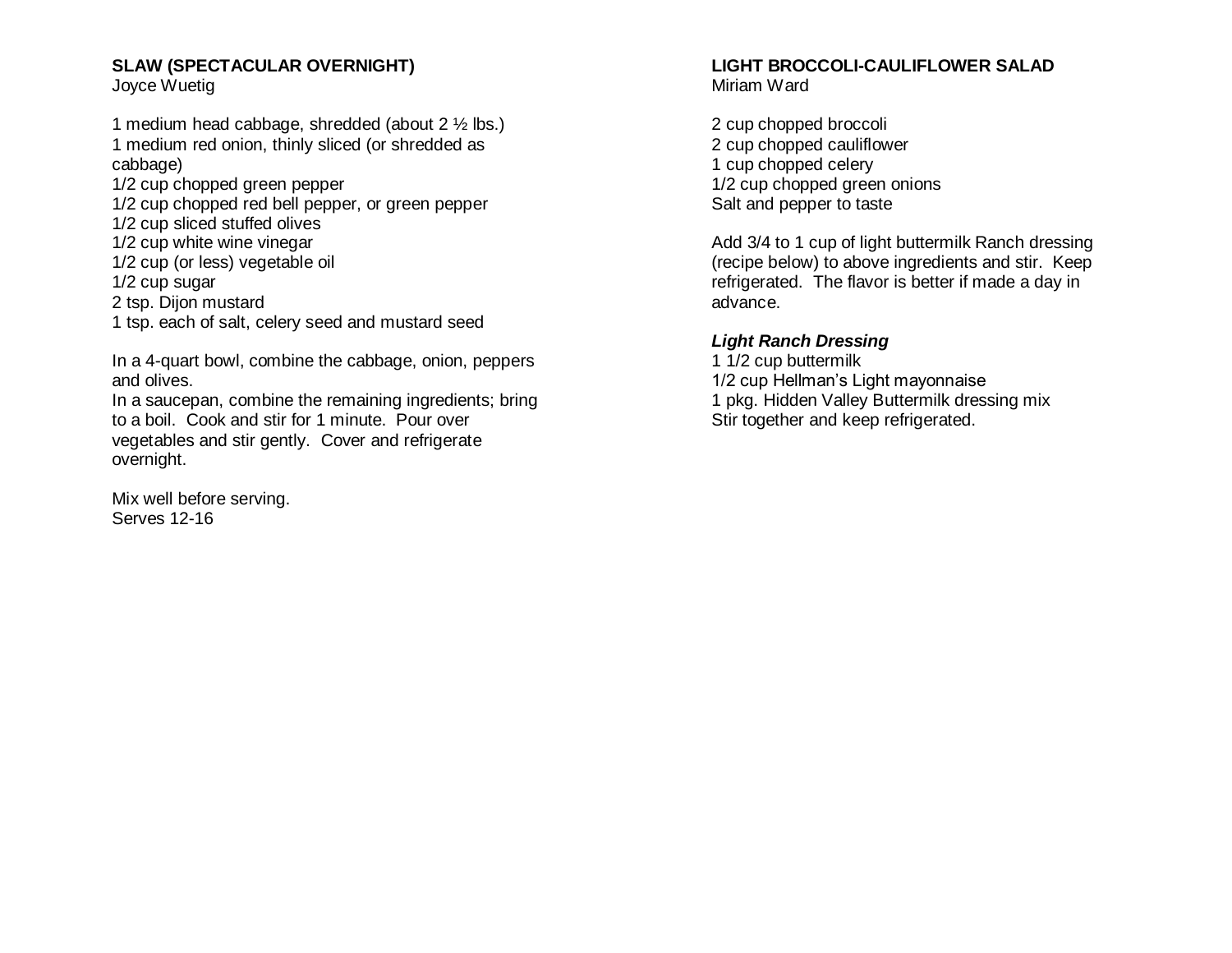## SLAW (SPECTACULAR OVERNIGHT)

Joyce Wuetig

1 medium head cabbage, shredded (about 2 ½ lbs.)
1 medium red onion, thinly sliced (or shredded as cabbage)
1/2 cup chopped green pepper
1/2 cup chopped red bell pepper, or green pepper
1/2 cup sliced stuffed olives
1/2 cup white wine vinegar
1/2 cup (or less) vegetable oil
1/2 cup sugar
2 tsp. Dijon mustard
1 tsp. each of salt, celery seed and mustard seed

In a 4-quart bowl, combine the cabbage, onion, peppers and olives.
In a saucepan, combine the remaining ingredients; bring to a boil. Cook and stir for 1 minute. Pour over vegetables and stir gently. Cover and refrigerate overnight.

Mix well before serving.
Serves 12-16

## LIGHT BROCCOLI-CAULIFLOWER SALAD

Miriam Ward

2 cup chopped broccoli
2 cup chopped cauliflower
1 cup chopped celery
1/2 cup chopped green onions
Salt and pepper to taste

Add 3/4 to 1 cup of light buttermilk Ranch dressing (recipe below) to above ingredients and stir. Keep refrigerated. The flavor is better if made a day in advance.

### ***Light Ranch Dressing***

1 1/2 cup buttermilk
1/2 cup Hellman's Light mayonnaise
1 pkg. Hidden Valley Buttermilk dressing mix
Stir together and keep refrigerated.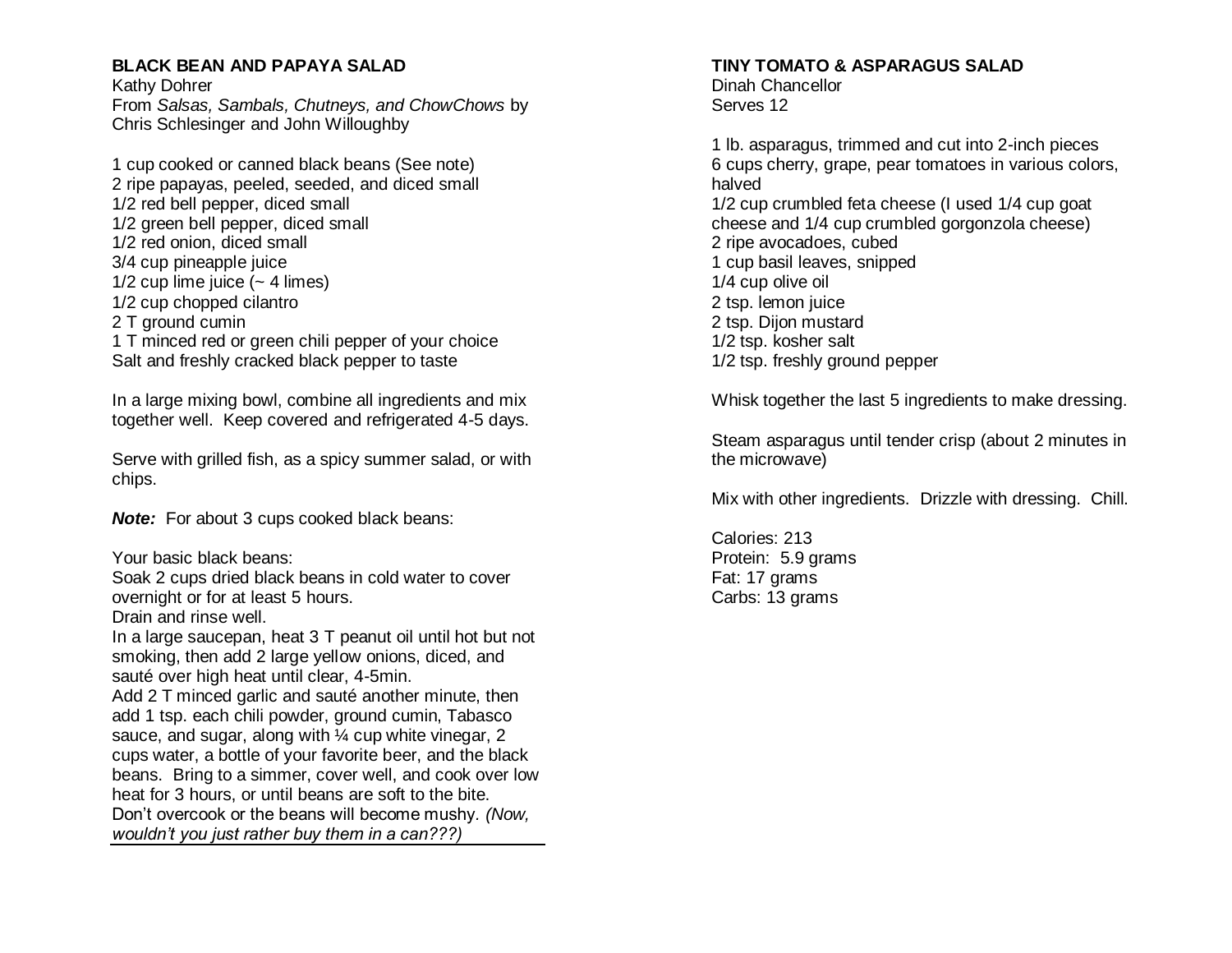## BLACK BEAN AND PAPAYA SALAD

Kathy Dohrer
From *Salsas, Sambals, Chutneys, and ChowChows* by Chris Schlesinger and John Willoughby

1 cup cooked or canned black beans (See note)
2 ripe papayas, peeled, seeded, and diced small
1/2 red bell pepper, diced small
1/2 green bell pepper, diced small
1/2 red onion, diced small
3/4 cup pineapple juice
1/2 cup lime juice (~ 4 limes)
1/2 cup chopped cilantro
2 T ground cumin
1 T minced red or green chili pepper of your choice
Salt and freshly cracked black pepper to taste

In a large mixing bowl, combine all ingredients and mix together well. Keep covered and refrigerated 4-5 days.

Serve with grilled fish, as a spicy summer salad, or with chips.

***Note:*** For about 3 cups cooked black beans:

Your basic black beans:
Soak 2 cups dried black beans in cold water to cover overnight or for at least 5 hours.
Drain and rinse well.
In a large saucepan, heat 3 T peanut oil until hot but not smoking, then add 2 large yellow onions, diced, and sauté over high heat until clear, 4-5min.
Add 2 T minced garlic and sauté another minute, then add 1 tsp. each chili powder, ground cumin, Tabasco sauce, and sugar, along with ¼ cup white vinegar, 2 cups water, a bottle of your favorite beer, and the black beans. Bring to a simmer, cover well, and cook over low heat for 3 hours, or until beans are soft to the bite. Don't overcook or the beans will become mushy. *(Now, wouldn't you just rather buy them in a can???)*

---

## TINY TOMATO & ASPARAGUS SALAD

Dinah Chancellor
Serves 12

1 lb. asparagus, trimmed and cut into 2-inch pieces
6 cups cherry, grape, pear tomatoes in various colors, halved
1/2 cup crumbled feta cheese (I used 1/4 cup goat cheese and 1/4 cup crumbled gorgonzola cheese)
2 ripe avocadoes, cubed
1 cup basil leaves, snipped
1/4 cup olive oil
2 tsp. lemon juice
2 tsp. Dijon mustard
1/2 tsp. kosher salt
1/2 tsp. freshly ground pepper

Whisk together the last 5 ingredients to make dressing.

Steam asparagus until tender crisp (about 2 minutes in the microwave)

Mix with other ingredients. Drizzle with dressing. Chill.

Calories: 213
Protein: 5.9 grams
Fat: 17 grams
Carbs: 13 grams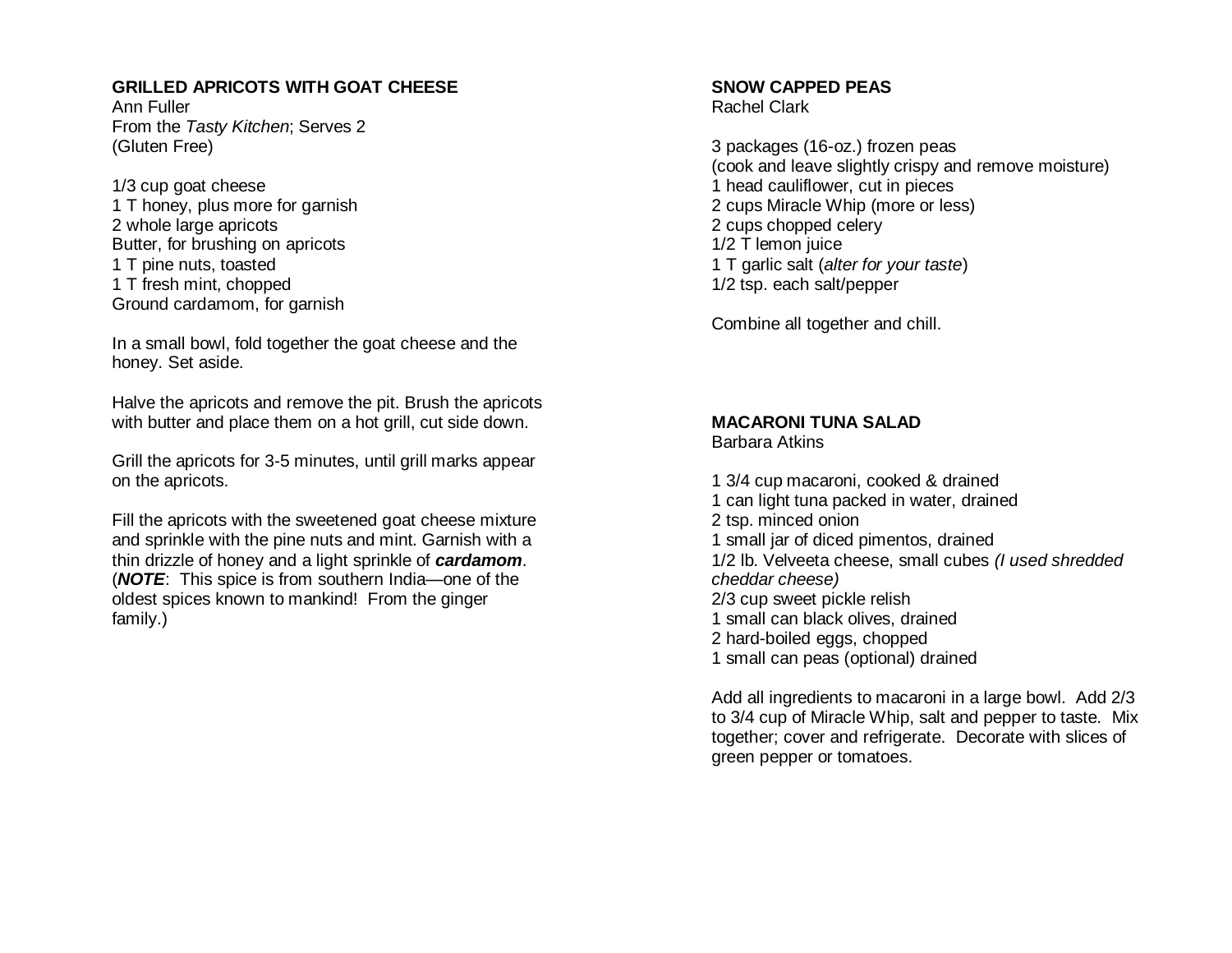## GRILLED APRICOTS WITH GOAT CHEESE

Ann Fuller
From the *Tasty Kitchen*; Serves 2
(Gluten Free)

1/3 cup goat cheese
1 T honey, plus more for garnish
2 whole large apricots
Butter, for brushing on apricots
1 T pine nuts, toasted
1 T fresh mint, chopped
Ground cardamom, for garnish

In a small bowl, fold together the goat cheese and the honey. Set aside.

Halve the apricots and remove the pit. Brush the apricots with butter and place them on a hot grill, cut side down.

Grill the apricots for 3-5 minutes, until grill marks appear on the apricots.

Fill the apricots with the sweetened goat cheese mixture and sprinkle with the pine nuts and mint. Garnish with a thin drizzle of honey and a light sprinkle of ***cardamom***. (***NOTE***: This spice is from southern India—one of the oldest spices known to mankind! From the ginger family.)

## SNOW CAPPED PEAS

Rachel Clark

3 packages (16-oz.) frozen peas
(cook and leave slightly crispy and remove moisture)
1 head cauliflower, cut in pieces
2 cups Miracle Whip (more or less)
2 cups chopped celery
1/2 T lemon juice
1 T garlic salt (*alter for your taste*)
1/2 tsp. each salt/pepper

Combine all together and chill.

## MACARONI TUNA SALAD

Barbara Atkins

1 3/4 cup macaroni, cooked & drained
1 can light tuna packed in water, drained
2 tsp. minced onion
1 small jar of diced pimentos, drained
1/2 lb. Velveeta cheese, small cubes *(I used shredded cheddar cheese)*
2/3 cup sweet pickle relish
1 small can black olives, drained
2 hard-boiled eggs, chopped
1 small can peas (optional) drained

Add all ingredients to macaroni in a large bowl. Add 2/3 to 3/4 cup of Miracle Whip, salt and pepper to taste. Mix together; cover and refrigerate. Decorate with slices of green pepper or tomatoes.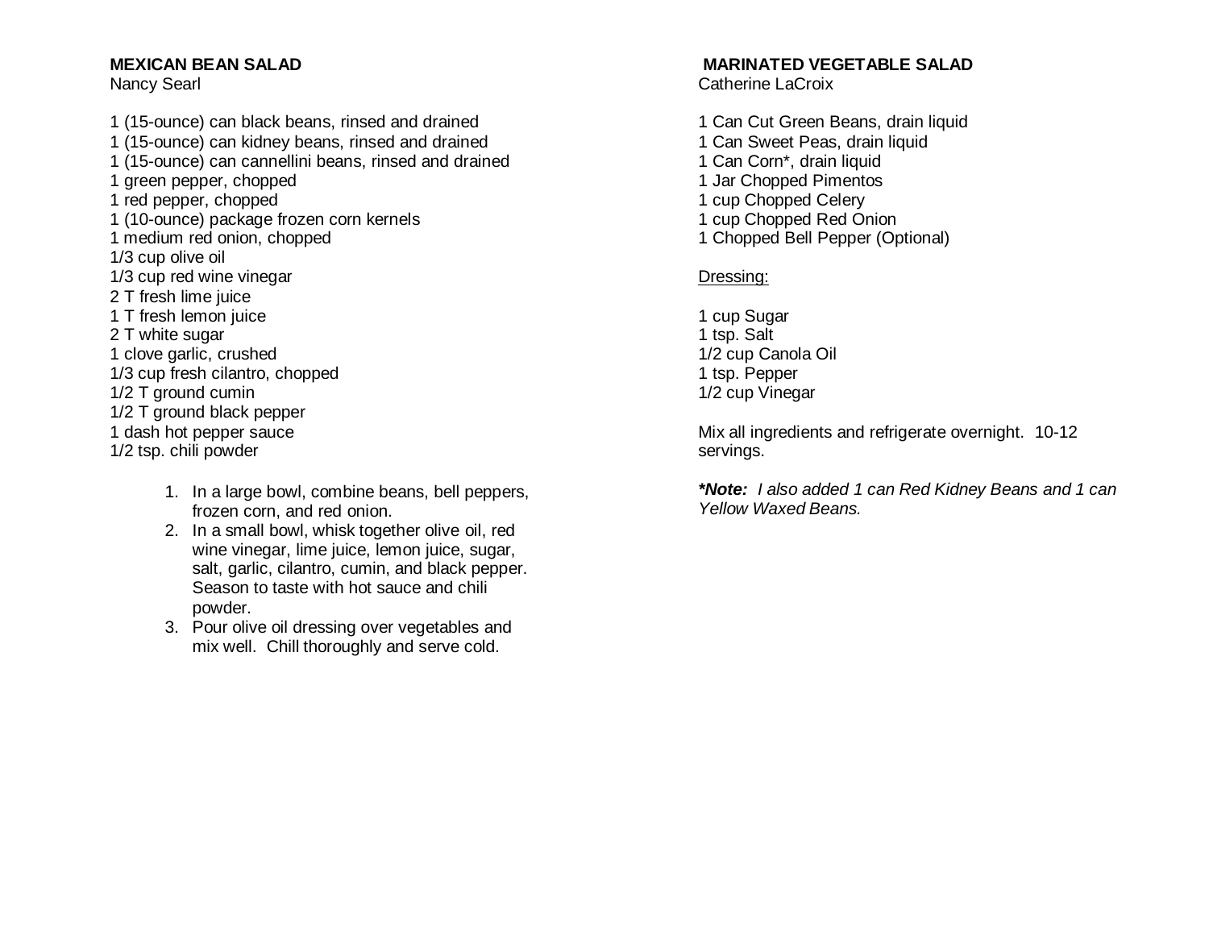## MEXICAN BEAN SALAD

Nancy Searl

1 (15-ounce) can black beans, rinsed and drained
1 (15-ounce) can kidney beans, rinsed and drained
1 (15-ounce) can cannellini beans, rinsed and drained
1 green pepper, chopped
1 red pepper, chopped
1 (10-ounce) package frozen corn kernels
1 medium red onion, chopped
1/3 cup olive oil
1/3 cup red wine vinegar
2 T fresh lime juice
1 T fresh lemon juice
2 T white sugar
1 clove garlic, crushed
1/3 cup fresh cilantro, chopped
1/2 T ground cumin
1/2 T ground black pepper
1 dash hot pepper sauce
1/2 tsp. chili powder

1. In a large bowl, combine beans, bell peppers, frozen corn, and red onion.
2. In a small bowl, whisk together olive oil, red wine vinegar, lime juice, lemon juice, sugar, salt, garlic, cilantro, cumin, and black pepper. Season to taste with hot sauce and chili powder.
3. Pour olive oil dressing over vegetables and mix well. Chill thoroughly and serve cold.

## MARINATED VEGETABLE SALAD

Catherine LaCroix

1 Can Cut Green Beans, drain liquid
1 Can Sweet Peas, drain liquid
1 Can Corn*, drain liquid
1 Jar Chopped Pimentos
1 cup Chopped Celery
1 cup Chopped Red Onion
1 Chopped Bell Pepper (Optional)

<u>Dressing:</u>

1 cup Sugar
1 tsp. Salt
1/2 cup Canola Oil
1 tsp. Pepper
1/2 cup Vinegar

Mix all ingredients and refrigerate overnight. 10-12 servings.

***Note:*** *I also added 1 can Red Kidney Beans and 1 can Yellow Waxed Beans.*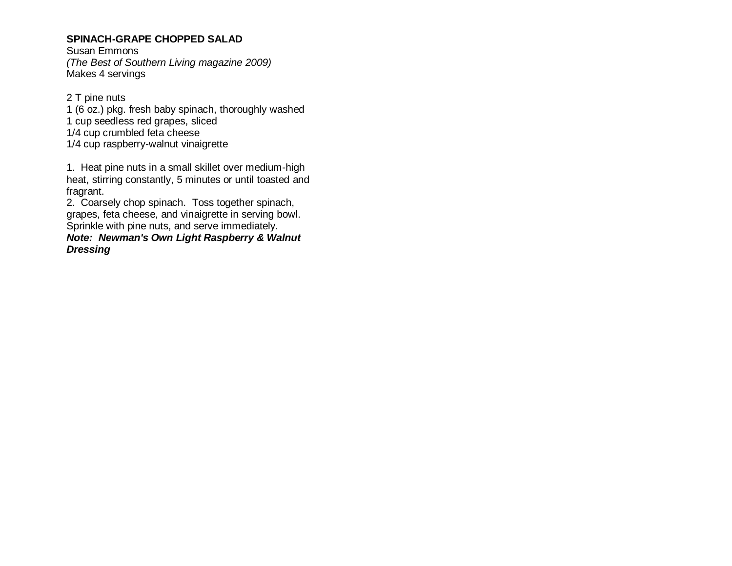**SPINACH-GRAPE CHOPPED SALAD**
Susan Emmons
*(The Best of Southern Living magazine 2009)*
Makes 4 servings

2 T pine nuts
1 (6 oz.) pkg. fresh baby spinach, thoroughly washed
1 cup seedless red grapes, sliced
1/4 cup crumbled feta cheese
1/4 cup raspberry-walnut vinaigrette

1. Heat pine nuts in a small skillet over medium-high heat, stirring constantly, 5 minutes or until toasted and fragrant.
2. Coarsely chop spinach. Toss together spinach, grapes, feta cheese, and vinaigrette in serving bowl. Sprinkle with pine nuts, and serve immediately.

***Note: Newman's Own Light Raspberry & Walnut Dressing***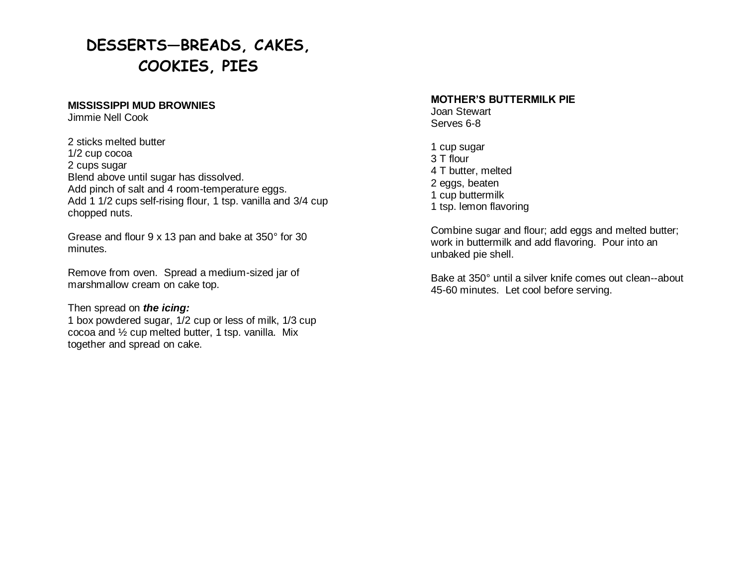# DESSERTS—BREADS, CAKES, COOKIES, PIES

**MISSISSIPPI MUD BROWNIES**
Jimmie Nell Cook

2 sticks melted butter
1/2 cup cocoa
2 cups sugar
Blend above until sugar has dissolved.
Add pinch of salt and 4 room-temperature eggs.
Add 1 1/2 cups self-rising flour, 1 tsp. vanilla and 3/4 cup chopped nuts.

Grease and flour 9 x 13 pan and bake at 350° for 30 minutes.

Remove from oven. Spread a medium-sized jar of marshmallow cream on cake top.

Then spread on ***the icing:***
1 box powdered sugar, 1/2 cup or less of milk, 1/3 cup cocoa and ½ cup melted butter, 1 tsp. vanilla. Mix together and spread on cake.

**MOTHER'S BUTTERMILK PIE**
Joan Stewart
Serves 6-8

1 cup sugar
3 T flour
4 T butter, melted
2 eggs, beaten
1 cup buttermilk
1 tsp. lemon flavoring

Combine sugar and flour; add eggs and melted butter; work in buttermilk and add flavoring. Pour into an unbaked pie shell.

Bake at 350° until a silver knife comes out clean--about 45-60 minutes. Let cool before serving.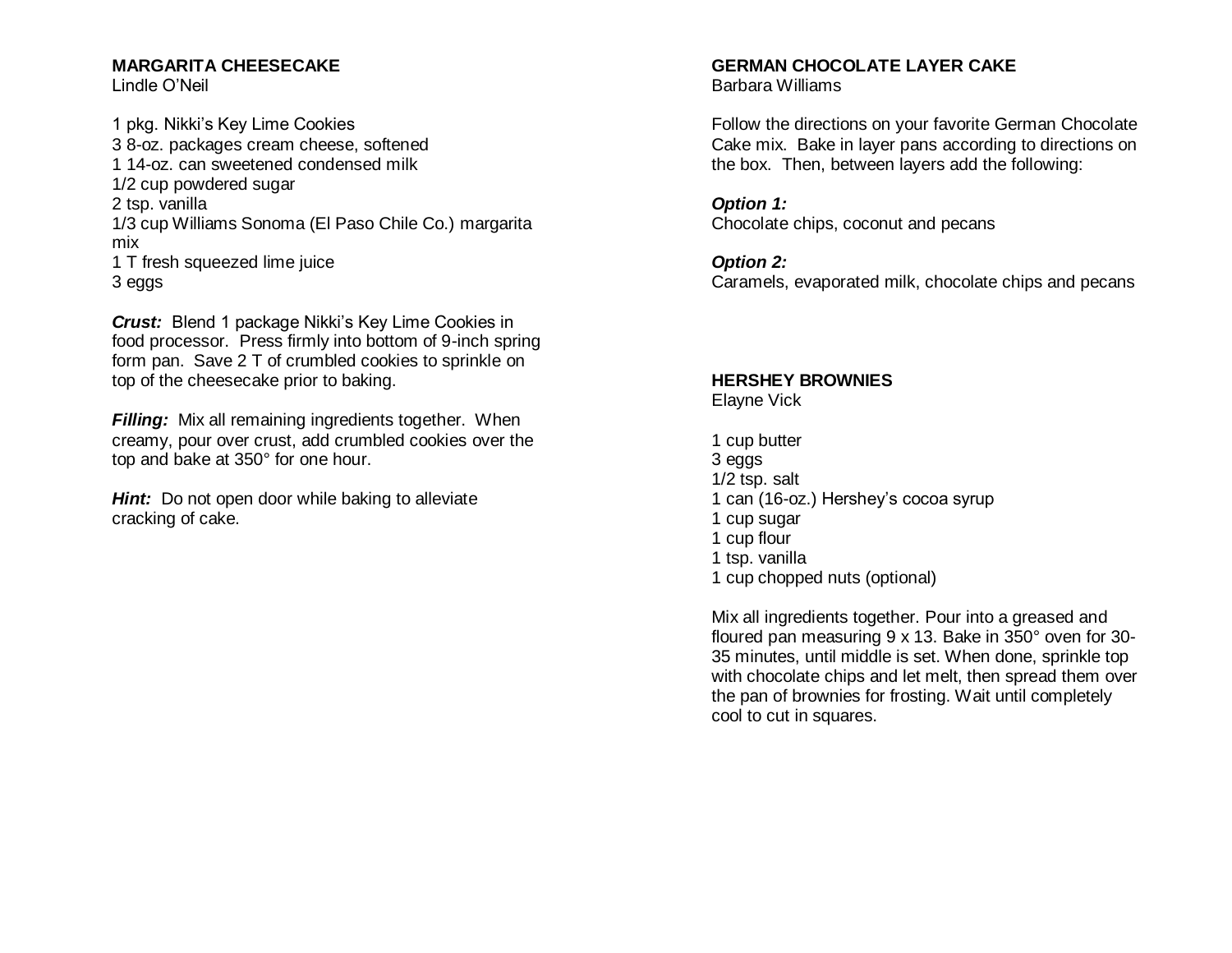## MARGARITA CHEESECAKE

Lindle O'Neil

1 pkg. Nikki's Key Lime Cookies
3 8-oz. packages cream cheese, softened
1 14-oz. can sweetened condensed milk
1/2 cup powdered sugar
2 tsp. vanilla
1/3 cup Williams Sonoma (El Paso Chile Co.) margarita mix
1 T fresh squeezed lime juice
3 eggs

***Crust:*** Blend 1 package Nikki's Key Lime Cookies in food processor. Press firmly into bottom of 9-inch spring form pan. Save 2 T of crumbled cookies to sprinkle on top of the cheesecake prior to baking.

***Filling:*** Mix all remaining ingredients together. When creamy, pour over crust, add crumbled cookies over the top and bake at 350° for one hour.

***Hint:*** Do not open door while baking to alleviate cracking of cake.

## GERMAN CHOCOLATE LAYER CAKE

Barbara Williams

Follow the directions on your favorite German Chocolate Cake mix. Bake in layer pans according to directions on the box. Then, between layers add the following:

***Option 1:***
Chocolate chips, coconut and pecans

***Option 2:***
Caramels, evaporated milk, chocolate chips and pecans

## HERSHEY BROWNIES

Elayne Vick

1 cup butter
3 eggs
1/2 tsp. salt
1 can (16-oz.) Hershey's cocoa syrup
1 cup sugar
1 cup flour
1 tsp. vanilla
1 cup chopped nuts (optional)

Mix all ingredients together. Pour into a greased and floured pan measuring 9 x 13. Bake in 350° oven for 30-35 minutes, until middle is set. When done, sprinkle top with chocolate chips and let melt, then spread them over the pan of brownies for frosting. Wait until completely cool to cut in squares.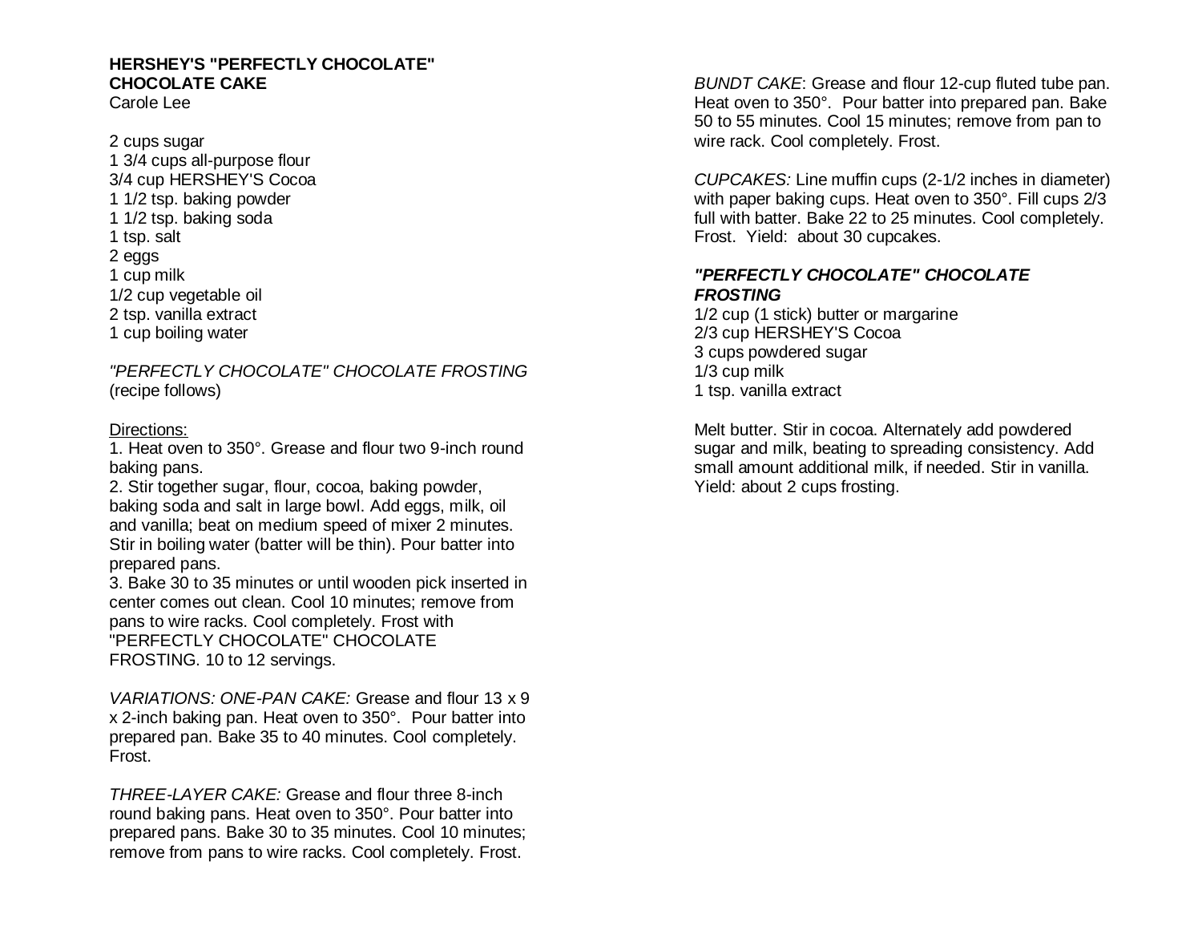**HERSHEY'S "PERFECTLY CHOCOLATE" CHOCOLATE CAKE**
Carole Lee

2 cups sugar
1 3/4 cups all-purpose flour
3/4 cup HERSHEY'S Cocoa
1 1/2 tsp. baking powder
1 1/2 tsp. baking soda
1 tsp. salt
2 eggs
1 cup milk
1/2 cup vegetable oil
2 tsp. vanilla extract
1 cup boiling water

*"PERFECTLY CHOCOLATE" CHOCOLATE FROSTING* (recipe follows)

Directions:
1. Heat oven to 350°. Grease and flour two 9-inch round baking pans.
2. Stir together sugar, flour, cocoa, baking powder, baking soda and salt in large bowl. Add eggs, milk, oil and vanilla; beat on medium speed of mixer 2 minutes. Stir in boiling water (batter will be thin). Pour batter into prepared pans.
3. Bake 30 to 35 minutes or until wooden pick inserted in center comes out clean. Cool 10 minutes; remove from pans to wire racks. Cool completely. Frost with "PERFECTLY CHOCOLATE" CHOCOLATE FROSTING. 10 to 12 servings.

*VARIATIONS: ONE-PAN CAKE:* Grease and flour 13 x 9 x 2-inch baking pan. Heat oven to 350°. Pour batter into prepared pan. Bake 35 to 40 minutes. Cool completely. Frost.

*THREE-LAYER CAKE:* Grease and flour three 8-inch round baking pans. Heat oven to 350°. Pour batter into prepared pans. Bake 30 to 35 minutes. Cool 10 minutes; remove from pans to wire racks. Cool completely. Frost.

*BUNDT CAKE*: Grease and flour 12-cup fluted tube pan. Heat oven to 350°. Pour batter into prepared pan. Bake 50 to 55 minutes. Cool 15 minutes; remove from pan to wire rack. Cool completely. Frost.

*CUPCAKES:* Line muffin cups (2-1/2 inches in diameter) with paper baking cups. Heat oven to 350°. Fill cups 2/3 full with batter. Bake 22 to 25 minutes. Cool completely. Frost. Yield: about 30 cupcakes.

***"PERFECTLY CHOCOLATE" CHOCOLATE FROSTING***

1/2 cup (1 stick) butter or margarine
2/3 cup HERSHEY'S Cocoa
3 cups powdered sugar
1/3 cup milk
1 tsp. vanilla extract

Melt butter. Stir in cocoa. Alternately add powdered sugar and milk, beating to spreading consistency. Add small amount additional milk, if needed. Stir in vanilla. Yield: about 2 cups frosting.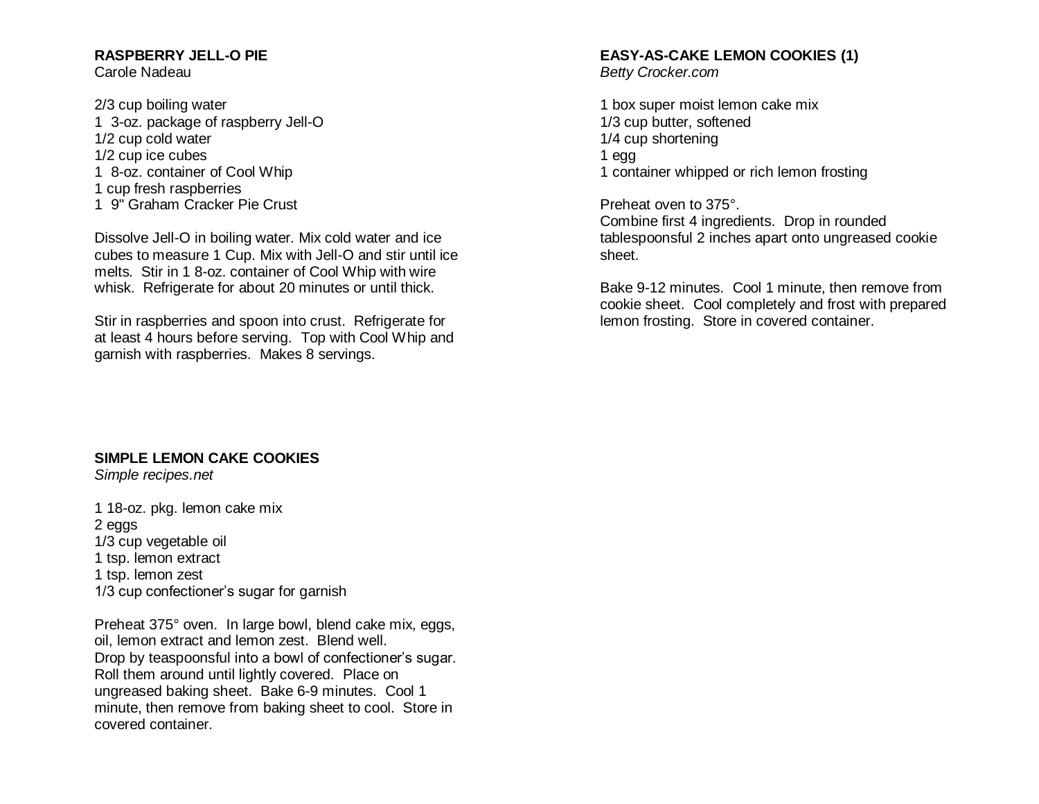## RASPBERRY JELL-O PIE

Carole Nadeau

2/3 cup boiling water
1 3-oz. package of raspberry Jell-O
1/2 cup cold water
1/2 cup ice cubes
1 8-oz. container of Cool Whip
1 cup fresh raspberries
1 9" Graham Cracker Pie Crust

Dissolve Jell-O in boiling water. Mix cold water and ice cubes to measure 1 Cup. Mix with Jell-O and stir until ice melts. Stir in 1 8-oz. container of Cool Whip with wire whisk. Refrigerate for about 20 minutes or until thick.

Stir in raspberries and spoon into crust. Refrigerate for at least 4 hours before serving. Top with Cool Whip and garnish with raspberries. Makes 8 servings.

## SIMPLE LEMON CAKE COOKIES

*Simple recipes.net*

1 18-oz. pkg. lemon cake mix
2 eggs
1/3 cup vegetable oil
1 tsp. lemon extract
1 tsp. lemon zest
1/3 cup confectioner's sugar for garnish

Preheat 375° oven. In large bowl, blend cake mix, eggs, oil, lemon extract and lemon zest. Blend well.
Drop by teaspoonsful into a bowl of confectioner's sugar. Roll them around until lightly covered. Place on ungreased baking sheet. Bake 6-9 minutes. Cool 1 minute, then remove from baking sheet to cool. Store in covered container.

## EASY-AS-CAKE LEMON COOKIES (1)

*Betty Crocker.com*

1 box super moist lemon cake mix
1/3 cup butter, softened
1/4 cup shortening
1 egg
1 container whipped or rich lemon frosting

Preheat oven to 375°.
Combine first 4 ingredients. Drop in rounded tablespoonsful 2 inches apart onto ungreased cookie sheet.

Bake 9-12 minutes. Cool 1 minute, then remove from cookie sheet. Cool completely and frost with prepared lemon frosting. Store in covered container.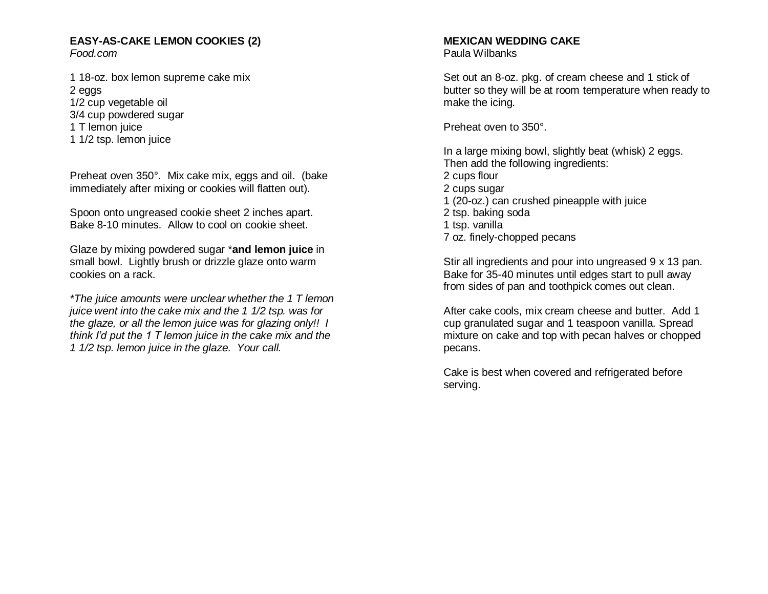## EASY-AS-CAKE LEMON COOKIES (2)

*Food.com*

1 18-oz. box lemon supreme cake mix
2 eggs
1/2 cup vegetable oil
3/4 cup powdered sugar
1 T lemon juice
1 1/2 tsp. lemon juice

Preheat oven 350°. Mix cake mix, eggs and oil. (bake immediately after mixing or cookies will flatten out).

Spoon onto ungreased cookie sheet 2 inches apart. Bake 8-10 minutes. Allow to cool on cookie sheet.

Glaze by mixing powdered sugar ***and lemon juice** in small bowl. Lightly brush or drizzle glaze onto warm cookies on a rack.

*\*The juice amounts were unclear whether the 1 T lemon juice went into the cake mix and the 1 1/2 tsp. was for the glaze, or all the lemon juice was for glazing only!! I think I'd put the 1 T lemon juice in the cake mix and the 1 1/2 tsp. lemon juice in the glaze. Your call.*

## MEXICAN WEDDING CAKE

Paula Wilbanks

Set out an 8-oz. pkg. of cream cheese and 1 stick of butter so they will be at room temperature when ready to make the icing.

Preheat oven to 350°.

In a large mixing bowl, slightly beat (whisk) 2 eggs. Then add the following ingredients:
2 cups flour
2 cups sugar
1 (20-oz.) can crushed pineapple with juice
2 tsp. baking soda
1 tsp. vanilla
7 oz. finely-chopped pecans

Stir all ingredients and pour into ungreased 9 x 13 pan. Bake for 35-40 minutes until edges start to pull away from sides of pan and toothpick comes out clean.

After cake cools, mix cream cheese and butter. Add 1 cup granulated sugar and 1 teaspoon vanilla. Spread mixture on cake and top with pecan halves or chopped pecans.

Cake is best when covered and refrigerated before serving.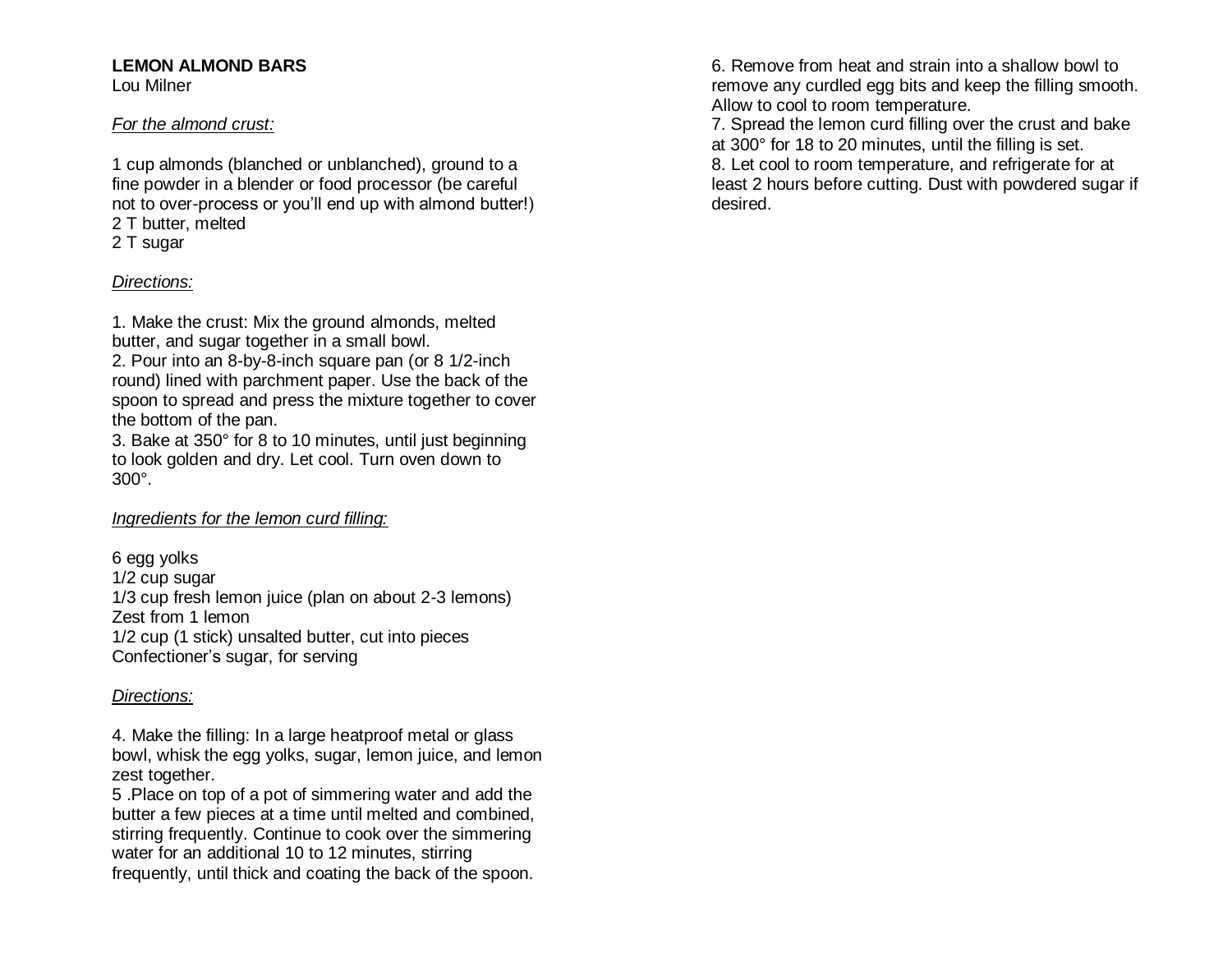**LEMON ALMOND BARS**
Lou Milner

*For the almond crust:*

1 cup almonds (blanched or unblanched), ground to a fine powder in a blender or food processor (be careful not to over-process or you'll end up with almond butter!)
2 T butter, melted
2 T sugar

*Directions:*

1. Make the crust: Mix the ground almonds, melted butter, and sugar together in a small bowl.
2. Pour into an 8-by-8-inch square pan (or 8 1/2-inch round) lined with parchment paper. Use the back of the spoon to spread and press the mixture together to cover the bottom of the pan.
3. Bake at 350° for 8 to 10 minutes, until just beginning to look golden and dry. Let cool. Turn oven down to 300°.

*Ingredients for the lemon curd filling:*

6 egg yolks
1/2 cup sugar
1/3 cup fresh lemon juice (plan on about 2-3 lemons)
Zest from 1 lemon
1/2 cup (1 stick) unsalted butter, cut into pieces
Confectioner's sugar, for serving

*Directions:*

4. Make the filling: In a large heatproof metal or glass bowl, whisk the egg yolks, sugar, lemon juice, and lemon zest together.
5 .Place on top of a pot of simmering water and add the butter a few pieces at a time until melted and combined, stirring frequently. Continue to cook over the simmering water for an additional 10 to 12 minutes, stirring frequently, until thick and coating the back of the spoon.
6. Remove from heat and strain into a shallow bowl to remove any curdled egg bits and keep the filling smooth. Allow to cool to room temperature.
7. Spread the lemon curd filling over the crust and bake at 300° for 18 to 20 minutes, until the filling is set.
8. Let cool to room temperature, and refrigerate for at least 2 hours before cutting. Dust with powdered sugar if desired.